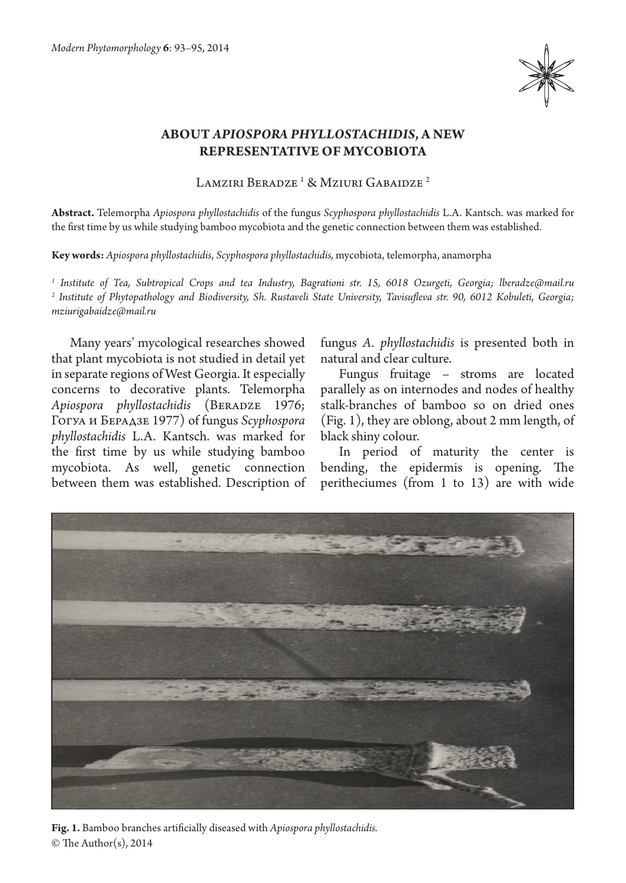# ABOUT *APIOSPORA PHYLLOSTACHIDIS*, A NEW REPRESENTATIVE OF MYCOBIOTA

Lamziri Beradze [1] & Mziuri Gabaidze [2]

**Abstract.** Telemorpha *Apiospora phyllostachidis* of the fungus *Scyphospora phyllostachidis* L.A. Kantsch. was marked for the first time by us while studying bamboo mycobiota and the genetic connection between them was established.

**Key words:** *Apiospora phyllostachidis*, *Scyphospora phyllostachidis,* mycobiota, telemorpha, anamorpha

[1] *Institute of Tea, Subtropical Crops and tea Industry, Bagrationi str. 15, 6018 Ozurgeti, Georgia; lberadze@mail.ru*
[2] *Institute of Phytopathology and Biodiversity, Sh. Rustaveli State University, Tavisufleva str. 90, 6012 Kobuleti, Georgia; mziurigabaidze@mail.ru*

Many years' mycological researches showed that plant mycobiota is not studied in detail yet in separate regions of West Georgia. It especially concerns to decorative plants. Telemorpha *Apiospora phyllostachidis* (Beradze 1976; Гогуа и Берадзе 1977) of fungus *Scyphospora phyllostachidis* L.A. Kantsch. was marked for the first time by us while studying bamboo mycobiota. As well, genetic connection between them was established. Description of fungus *A. phyllostachidis* is presented both in natural and clear culture.

Fungus fruitage – stroms are located parallely as on internodes and nodes of healthy stalk-branches of bamboo so on dried ones (Fig. 1), they are oblong, about 2 mm length, of black shiny colour.

In period of maturity the center is bending, the epidermis is opening. The peritheciumes (from 1 to 13) are with wide

**Fig. 1.** Bamboo branches artificially diseased with *Apiospora phyllostachidis.*

© The Author(s), 2014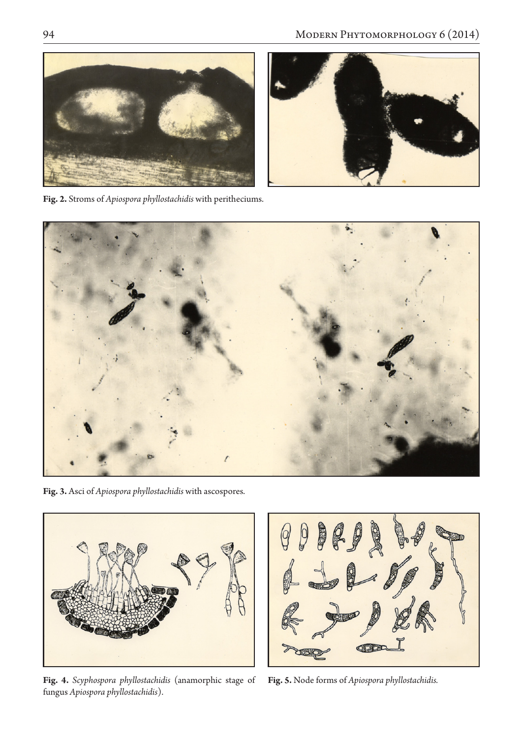**Fig. 2.** Stroms of *Apiospora phyllostachidis* with peritheciums.

**Fig. 3.** Asci of *Apiospora phyllostachidis* with ascospores.

**Fig. 4.** *Scyphospora phyllostachidis* (anamorphic stage of fungus *Apiospora phyllostachidis*).

**Fig. 5.** Node forms of *Apiospora phyllostachidis.*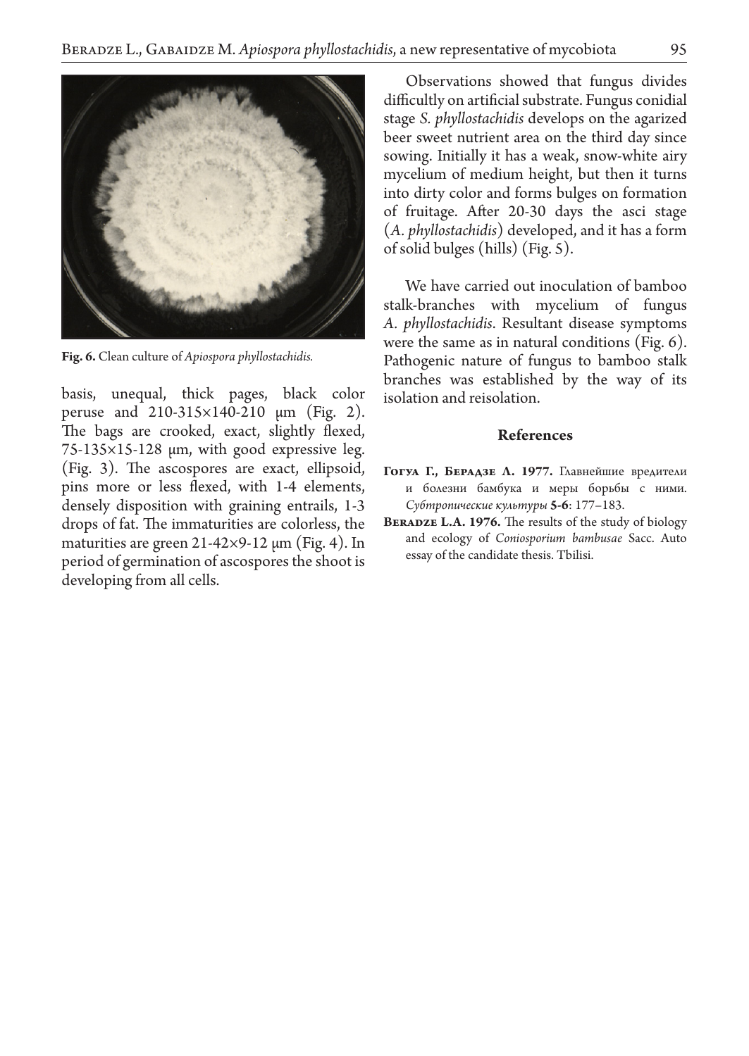Fig. 6. Clean culture of *Apiospora phyllostachidis.*

basis, unequal, thick pages, black color peruse and 210-315×140-210 μm (Fig. 2). The bags are crooked, exact, slightly flexed, 75-135×15-128 μm, with good expressive leg. (Fig. 3). The ascospores are exact, ellipsoid, pins more or less flexed, with 1-4 elements, densely disposition with graining entrails, 1-3 drops of fat. The immaturities are colorless, the maturities are green 21-42×9-12 μm (Fig. 4). In period of germination of ascospores the shoot is developing from all cells.

Observations showed that fungus divides difficultly on artificial substrate. Fungus conidial stage *S. phyllostachidis* develops on the agarized beer sweet nutrient area on the third day since sowing. Initially it has a weak, snow-white airy mycelium of medium height, but then it turns into dirty color and forms bulges on formation of fruitage. After 20-30 days the asci stage (*A. phyllostachidis*) developed, and it has a form of solid bulges (hills) (Fig. 5).

We have carried out inoculation of bamboo stalk-branches with mycelium of fungus *A. phyllostachidis*. Resultant disease symptoms were the same as in natural conditions (Fig. 6). Pathogenic nature of fungus to bamboo stalk branches was established by the way of its isolation and reisolation.

## References

**Гогуа Г., Берадзе Л. 1977.** Главнейшие вредители и болезни бамбука и меры борьбы с ними. *Субтропические культуры* **5-6**: 177–183.

**Beradze L.A. 1976.** The results of the study of biology and ecology of *Coniosporium bambusae* Sacc. Auto essay of the candidate thesis. Tbilisi.